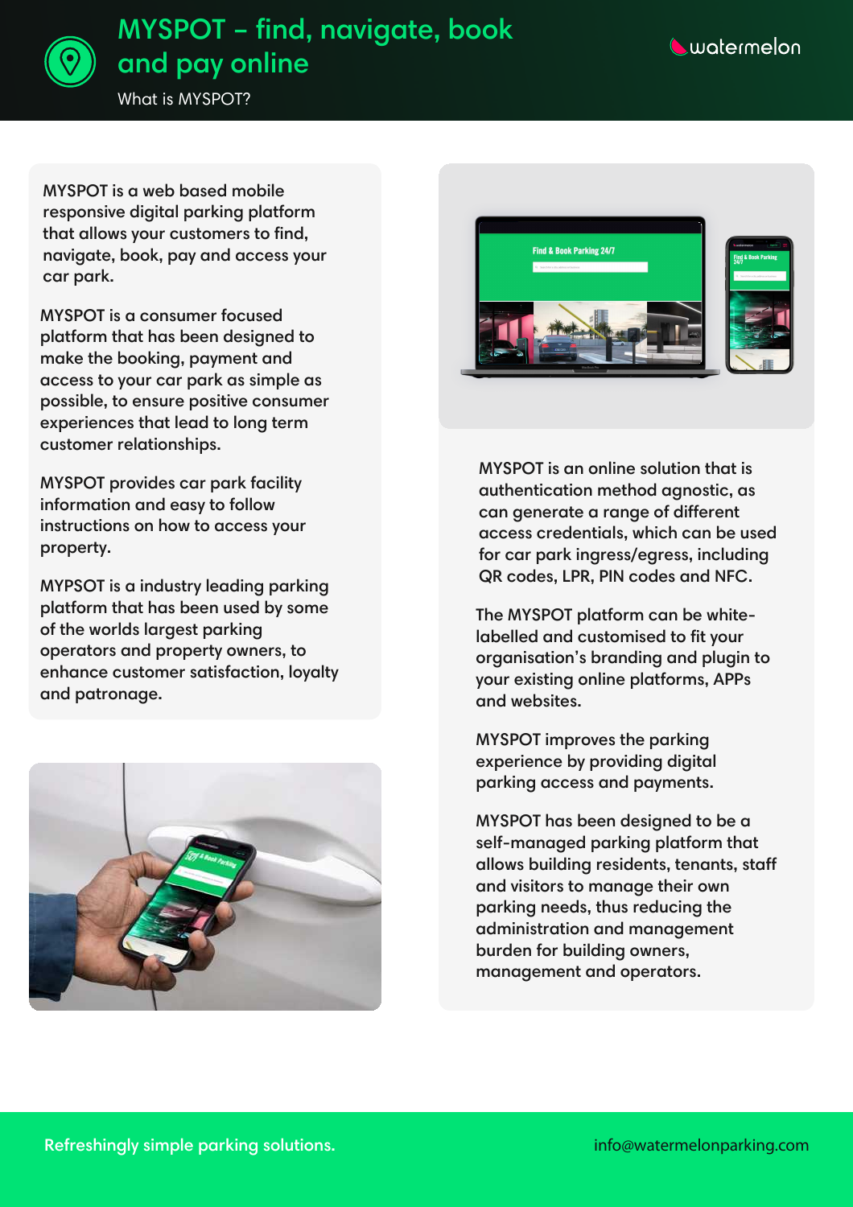# MYSPOT – find, navigate, book and pay online

What is MYSPOT?

MYSPOT is a web based mobile responsive digital parking platform that allows your customers to find, navigate, book, pay and access your car park.

MYSPOT is a consumer focused platform that has been designed to make the booking, payment and access to your car park as simple as possible, to ensure positive consumer experiences that lead to long term customer relationships.

MYSPOT provides car park facility information and easy to follow instructions on how to access your property.

MYPSOT is a industry leading parking platform that has been used by some of the worlds largest parking operators and property owners, to enhance customer satisfaction, loyalty and patronage.

MYSPOT is an online solution that is authentication method agnostic, as can generate a range of different access credentials, which can be used for car park ingress/egress, including QR codes, LPR, PIN codes and NFC.

The MYSPOT platform can be white-labelled and customised to fit your organisation's branding and plugin to your existing online platforms, APPs and websites.

MYSPOT improves the parking experience by providing digital parking access and payments.

MYSPOT has been designed to be a self-managed parking platform that allows building residents, tenants, staff and visitors to manage their own parking needs, thus reducing the administration and management burden for building owners, management and operators.

Refreshingly simple parking solutions.

info@watermelonparking.com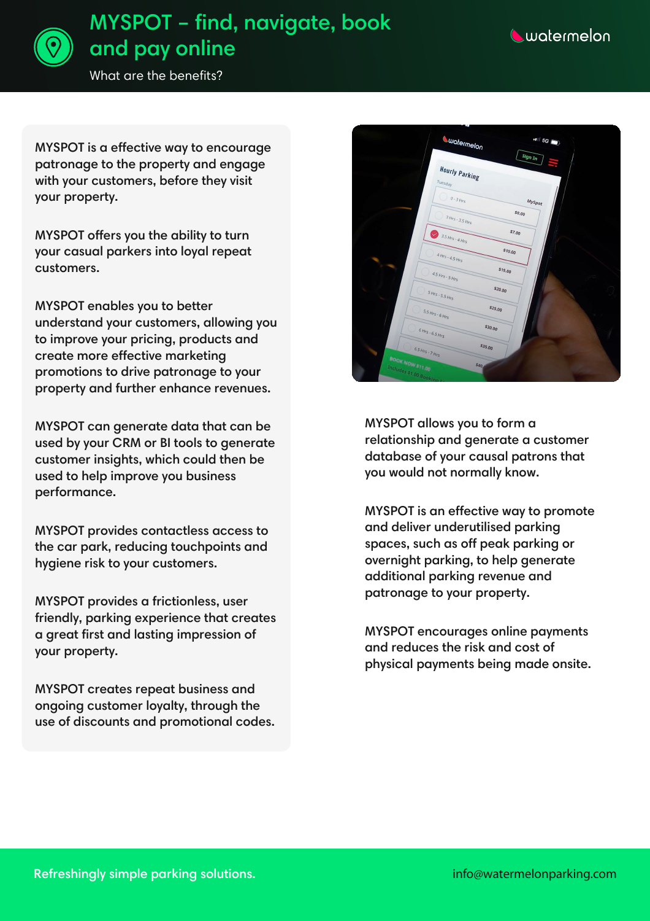# MYSPOT – find, navigate, book and pay online

What are the benefits?

MYSPOT is a effective way to encourage patronage to the property and engage with your customers, before they visit your property.

MYSPOT offers you the ability to turn your casual parkers into loyal repeat customers.

MYSPOT enables you to better understand your customers, allowing you to improve your pricing, products and create more effective marketing promotions to drive patronage to your property and further enhance revenues.

MYSPOT can generate data that can be used by your CRM or BI tools to generate customer insights, which could then be used to help improve you business performance.

MYSPOT provides contactless access to the car park, reducing touchpoints and hygiene risk to your customers.

MYSPOT provides a frictionless, user friendly, parking experience that creates a great first and lasting impression of your property.

MYSPOT creates repeat business and ongoing customer loyalty, through the use of discounts and promotional codes.

MYSPOT allows you to form a relationship and generate a customer database of your causal patrons that you would not normally know.

MYSPOT is an effective way to promote and deliver underutilised parking spaces, such as off peak parking or overnight parking, to help generate additional parking revenue and patronage to your property.

MYSPOT encourages online payments and reduces the risk and cost of physical payments being made onsite.

Refreshingly simple parking solutions.

info@watermelonparking.com